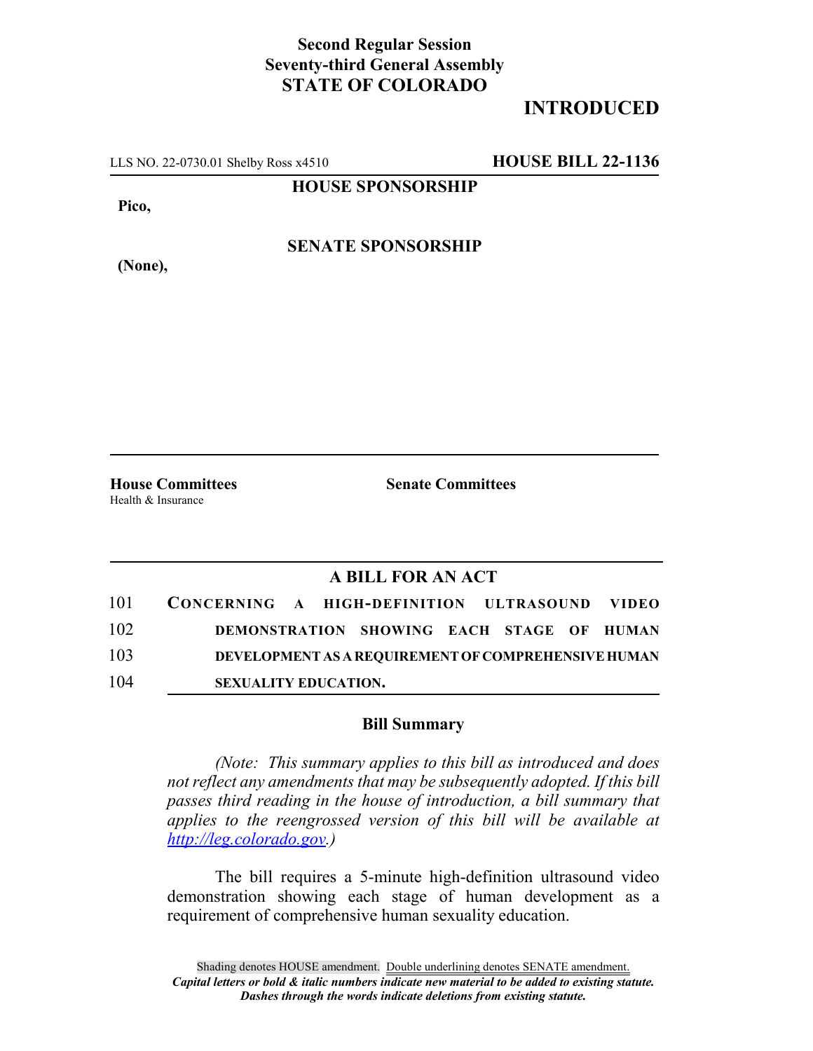**Second Regular Session**
**Seventy-third General Assembly**
**STATE OF COLORADO**

**INTRODUCED**

LLS NO. 22-0730.01 Shelby Ross x4510 **HOUSE BILL 22-1136**

**HOUSE SPONSORSHIP**

**Pico,**

**SENATE SPONSORSHIP**

**(None),**

**House Committees**
Health & Insurance

**Senate Committees**

## A BILL FOR AN ACT

101 **CONCERNING A HIGH-DEFINITION ULTRASOUND VIDEO**
102 **DEMONSTRATION SHOWING EACH STAGE OF HUMAN**
103 **DEVELOPMENT AS A REQUIREMENT OF COMPREHENSIVE HUMAN**
104 **SEXUALITY EDUCATION.**

### Bill Summary

*(Note: This summary applies to this bill as introduced and does not reflect any amendments that may be subsequently adopted. If this bill passes third reading in the house of introduction, a bill summary that applies to the reengrossed version of this bill will be available at http://leg.colorado.gov.)*

The bill requires a 5-minute high-definition ultrasound video demonstration showing each stage of human development as a requirement of comprehensive human sexuality education.

Shading denotes HOUSE amendment. Double underlining denotes SENATE amendment.
*Capital letters or bold & italic numbers indicate new material to be added to existing statute.*
*Dashes through the words indicate deletions from existing statute.*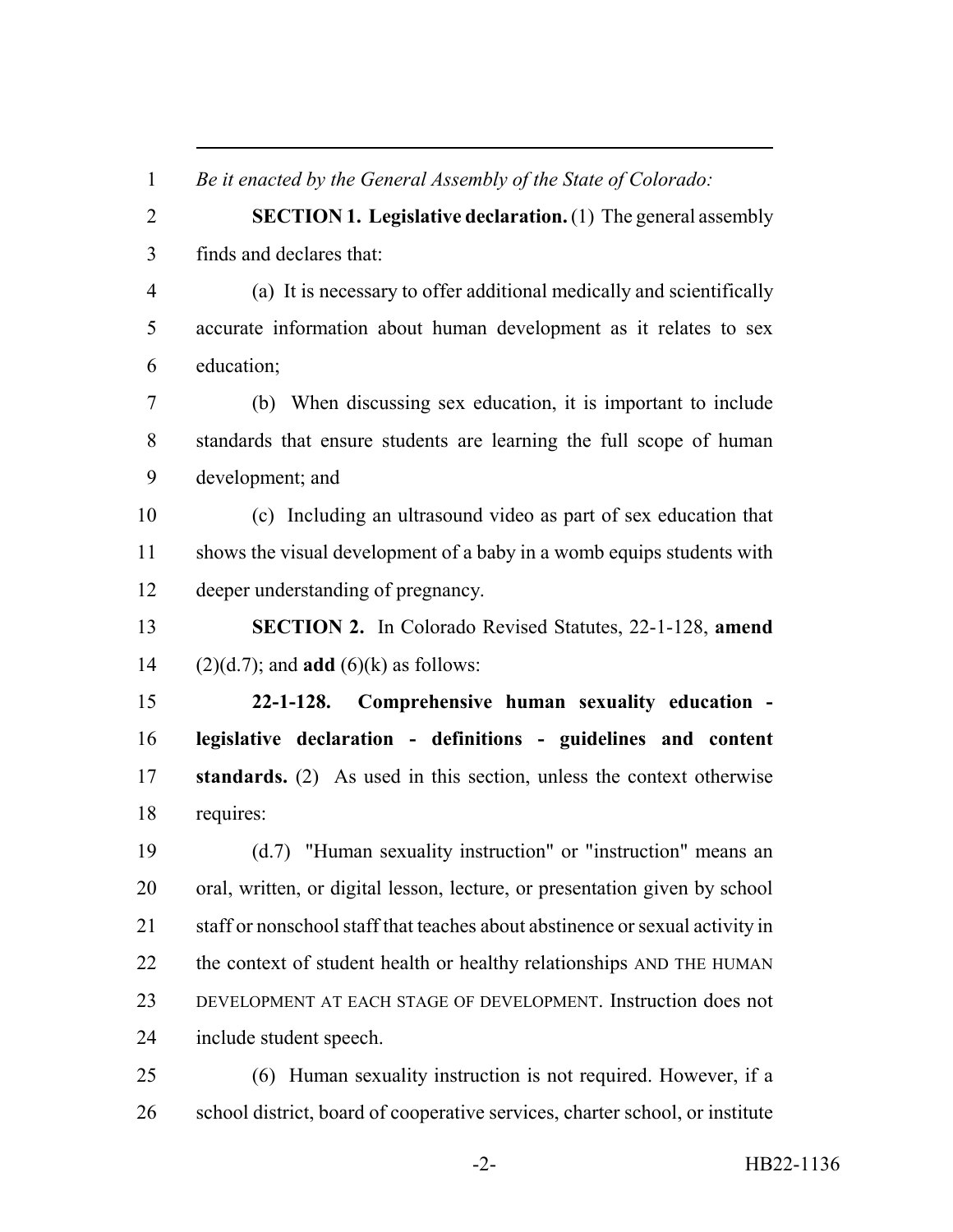*Be it enacted by the General Assembly of the State of Colorado:*

**SECTION 1. Legislative declaration.** (1) The general assembly finds and declares that:

(a) It is necessary to offer additional medically and scientifically accurate information about human development as it relates to sex education;

(b) When discussing sex education, it is important to include standards that ensure students are learning the full scope of human development; and

(c) Including an ultrasound video as part of sex education that shows the visual development of a baby in a womb equips students with deeper understanding of pregnancy.

**SECTION 2.** In Colorado Revised Statutes, 22-1-128, **amend** (2)(d.7); and **add** (6)(k) as follows:

**22-1-128. Comprehensive human sexuality education - legislative declaration - definitions - guidelines and content standards.** (2) As used in this section, unless the context otherwise requires:

(d.7) "Human sexuality instruction" or "instruction" means an oral, written, or digital lesson, lecture, or presentation given by school staff or nonschool staff that teaches about abstinence or sexual activity in the context of student health or healthy relationships AND THE HUMAN DEVELOPMENT AT EACH STAGE OF DEVELOPMENT. Instruction does not include student speech.

(6) Human sexuality instruction is not required. However, if a school district, board of cooperative services, charter school, or institute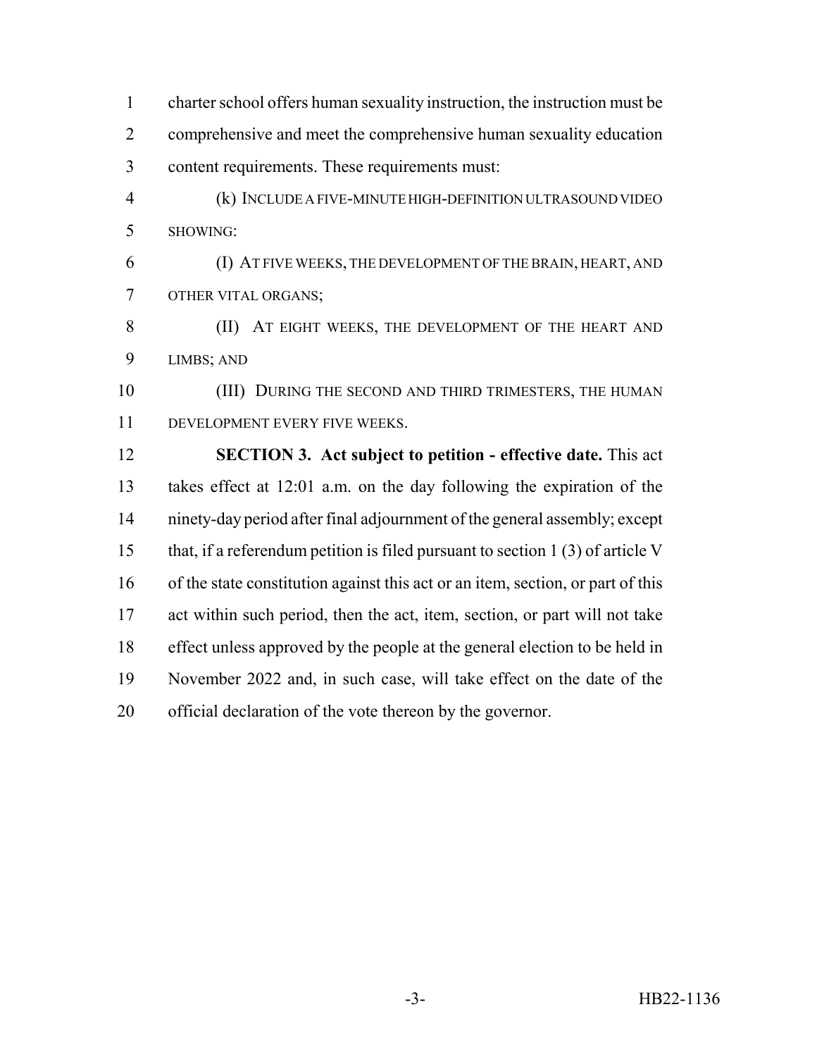charter school offers human sexuality instruction, the instruction must be comprehensive and meet the comprehensive human sexuality education content requirements. These requirements must:

(k) INCLUDE A FIVE-MINUTE HIGH-DEFINITION ULTRASOUND VIDEO SHOWING:

(I) AT FIVE WEEKS, THE DEVELOPMENT OF THE BRAIN, HEART, AND OTHER VITAL ORGANS;

(II) AT EIGHT WEEKS, THE DEVELOPMENT OF THE HEART AND LIMBS; AND

(III) DURING THE SECOND AND THIRD TRIMESTERS, THE HUMAN DEVELOPMENT EVERY FIVE WEEKS.

**SECTION 3. Act subject to petition - effective date.** This act takes effect at 12:01 a.m. on the day following the expiration of the ninety-day period after final adjournment of the general assembly; except that, if a referendum petition is filed pursuant to section 1 (3) of article V of the state constitution against this act or an item, section, or part of this act within such period, then the act, item, section, or part will not take effect unless approved by the people at the general election to be held in November 2022 and, in such case, will take effect on the date of the official declaration of the vote thereon by the governor.